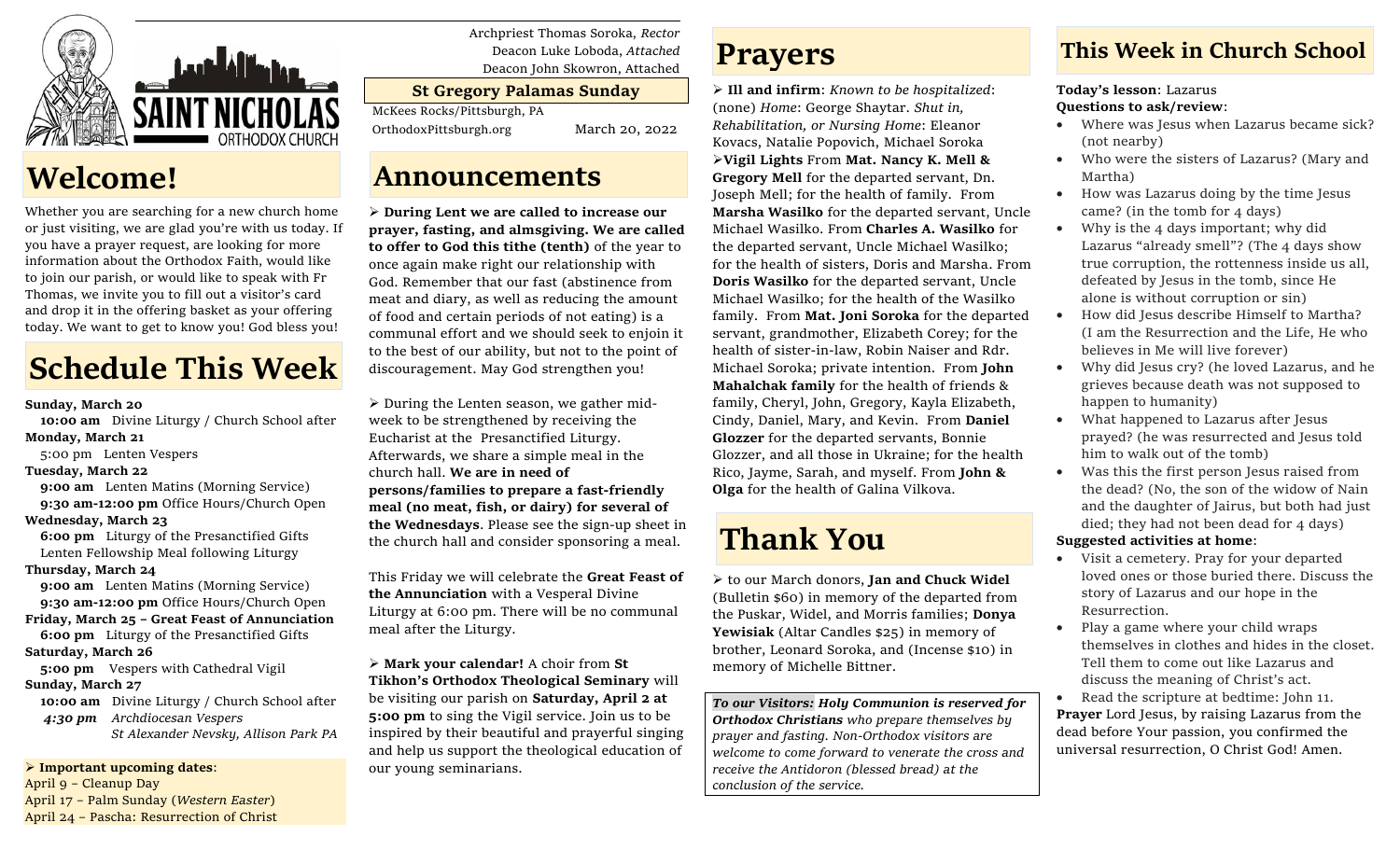Archpriest Thomas Soroka, *Rector*
Deacon Luke Loboda, *Attached*
Deacon John Skowron, Attached

**St Gregory Palamas Sunday**

McKees Rocks/Pittsburgh, PA
OrthodoxPittsburgh.org March 20, 2022

SAINT NICHOLAS ORTHODOX CHURCH

# Welcome!

Whether you are searching for a new church home or just visiting, we are glad you're with us today. If you have a prayer request, are looking for more information about the Orthodox Faith, would like to join our parish, or would like to speak with Fr Thomas, we invite you to fill out a visitor's card and drop it in the offering basket as your offering today. We want to get to know you! God bless you!

# Schedule This Week

**Sunday, March 20**
**10:00 am** Divine Liturgy / Church School after
**Monday, March 21**
5:00 pm Lenten Vespers
**Tuesday, March 22**
**9:00 am** Lenten Matins (Morning Service)
**9:30 am-12:00 pm** Office Hours/Church Open
**Wednesday, March 23**
**6:00 pm** Liturgy of the Presanctified Gifts
Lenten Fellowship Meal following Liturgy
**Thursday, March 24**
**9:00 am** Lenten Matins (Morning Service)
**9:30 am-12:00 pm** Office Hours/Church Open
**Friday, March 25 – Great Feast of Annunciation**
**6:00 pm** Liturgy of the Presanctified Gifts
**Saturday, March 26**
**5:00 pm** Vespers with Cathedral Vigil
**Sunday, March 27**
**10:00 am** Divine Liturgy / Church School after
*4:30 pm Archdiocesan Vespers*
*St Alexander Nevsky, Allison Park PA*

➢ **Important upcoming dates**:
April 9 – Cleanup Day
April 17 – Palm Sunday (*Western Easter*)
April 24 – Pascha: Resurrection of Christ

# Announcements

➢ **During Lent we are called to increase our prayer, fasting, and almsgiving. We are called to offer to God this tithe (tenth)** of the year to once again make right our relationship with God. Remember that our fast (abstinence from meat and diary, as well as reducing the amount of food and certain periods of not eating) is a communal effort and we should seek to enjoin it to the best of our ability, but not to the point of discouragement. May God strengthen you!

➢ During the Lenten season, we gather mid-week to be strengthened by receiving the Eucharist at the Presanctified Liturgy. Afterwards, we share a simple meal in the church hall. **We are in need of persons/families to prepare a fast-friendly meal (no meat, fish, or dairy) for several of the Wednesdays**. Please see the sign-up sheet in the church hall and consider sponsoring a meal.

This Friday we will celebrate the **Great Feast of the Annunciation** with a Vesperal Divine Liturgy at 6:00 pm. There will be no communal meal after the Liturgy.

➢ **Mark your calendar!** A choir from **St Tikhon's Orthodox Theological Seminary** will be visiting our parish on **Saturday, April 2 at 5:00 pm** to sing the Vigil service. Join us to be inspired by their beautiful and prayerful singing and help us support the theological education of our young seminarians.

# Prayers

➢ **Ill and infirm**: *Known to be hospitalized*: (none) *Home*: George Shaytar. *Shut in, Rehabilitation, or Nursing Home*: Eleanor Kovacs, Natalie Popovich, Michael Soroka
➢**Vigil Lights** From **Mat. Nancy K. Mell & Gregory Mell** for the departed servant, Dn. Joseph Mell; for the health of family. From **Marsha Wasilko** for the departed servant, Uncle Michael Wasilko. From **Charles A. Wasilko** for the departed servant, Uncle Michael Wasilko; for the health of sisters, Doris and Marsha. From **Doris Wasilko** for the departed servant, Uncle Michael Wasilko; for the health of the Wasilko family. From **Mat. Joni Soroka** for the departed servant, grandmother, Elizabeth Corey; for the health of sister-in-law, Robin Naiser and Rdr. Michael Soroka; private intention. From **John Mahalchak family** for the health of friends & family, Cheryl, John, Gregory, Kayla Elizabeth, Cindy, Daniel, Mary, and Kevin. From **Daniel Glozzer** for the departed servants, Bonnie Glozzer, and all those in Ukraine; for the health Rico, Jayme, Sarah, and myself. From **John & Olga** for the health of Galina Vilkova.

# Thank You

➢ to our March donors, **Jan and Chuck Widel** (Bulletin $60) in memory of the departed from the Puskar, Widel, and Morris families; **Donya Yewisiak** (Altar Candles $25) in memory of brother, Leonard Soroka, and (Incense $10) in memory of Michelle Bittner.

***To our Visitors: Holy Communion is reserved for Orthodox Christians*** *who prepare themselves by prayer and fasting. Non-Orthodox visitors are welcome to come forward to venerate the cross and receive the Antidoron (blessed bread) at the conclusion of the service.*

# This Week in Church School

**Today's lesson**: Lazarus
**Questions to ask/review**:

- Where was Jesus when Lazarus became sick? (not nearby)
- Who were the sisters of Lazarus? (Mary and Martha)
- How was Lazarus doing by the time Jesus came? (in the tomb for 4 days)
- Why is the 4 days important; why did Lazarus "already smell"? (The 4 days show true corruption, the rottenness inside us all, defeated by Jesus in the tomb, since He alone is without corruption or sin)
- How did Jesus describe Himself to Martha? (I am the Resurrection and the Life, He who believes in Me will live forever)
- Why did Jesus cry? (he loved Lazarus, and he grieves because death was not supposed to happen to humanity)
- What happened to Lazarus after Jesus prayed? (he was resurrected and Jesus told him to walk out of the tomb)
- Was this the first person Jesus raised from the dead? (No, the son of the widow of Nain and the daughter of Jairus, but both had just died; they had not been dead for 4 days)

**Suggested activities at home**:

- Visit a cemetery. Pray for your departed loved ones or those buried there. Discuss the story of Lazarus and our hope in the Resurrection.
- Play a game where your child wraps themselves in clothes and hides in the closet. Tell them to come out like Lazarus and discuss the meaning of Christ's act.
- Read the scripture at bedtime: John 11.

**Prayer** Lord Jesus, by raising Lazarus from the dead before Your passion, you confirmed the universal resurrection, O Christ God! Amen.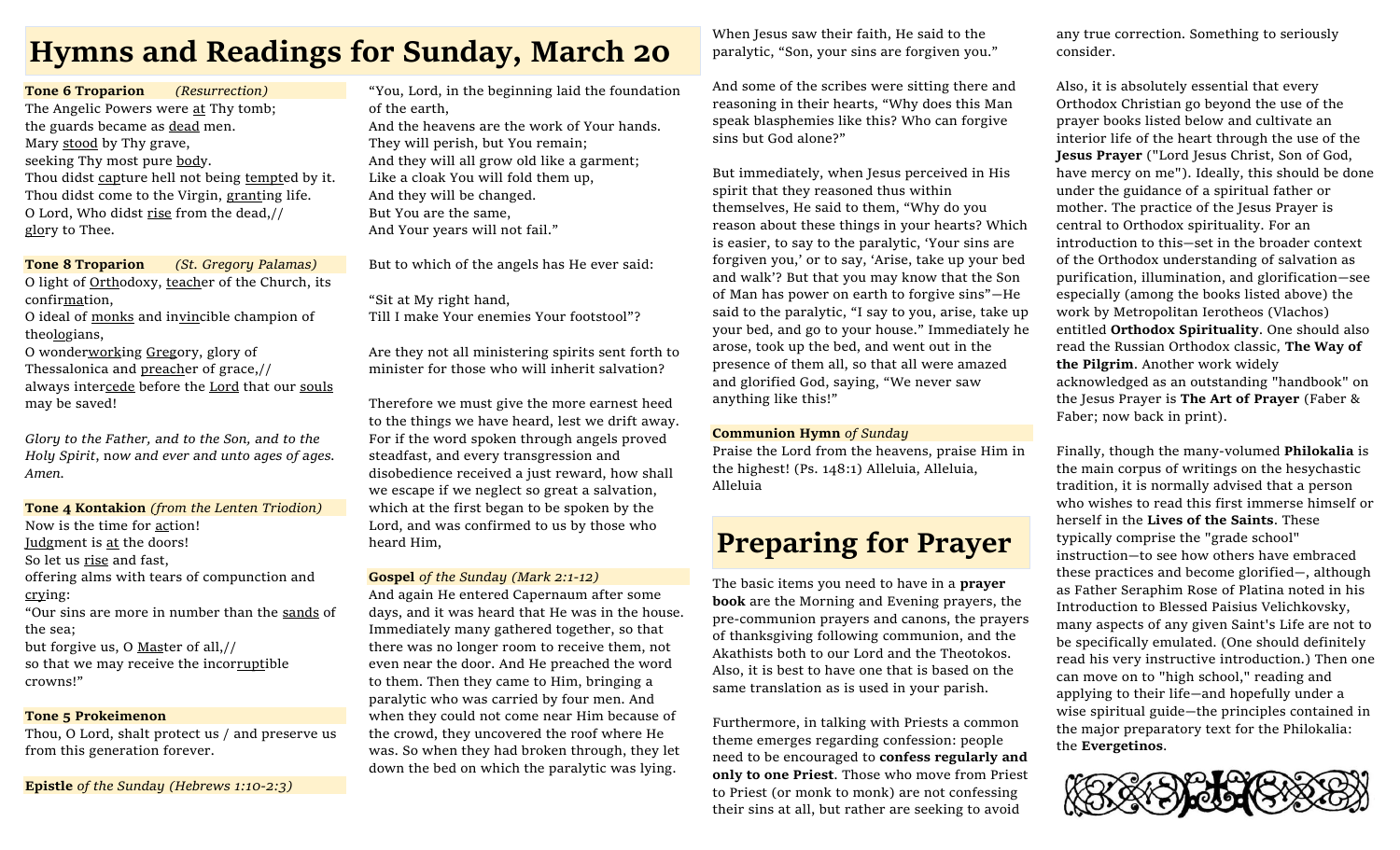// 
# Hymns and Readings for Sunday, March 20

**Tone 6 Troparion** *(Resurrection)*

The Angelic Powers were at Thy tomb;
the guards became as dead men.
Mary stood by Thy grave,
seeking Thy most pure body.
Thou didst capture hell not being tempted by it.
Thou didst come to the Virgin, granting life.
O Lord, Who didst rise from the dead,//
glory to Thee.

**Tone 8 Troparion** *(St. Gregory Palamas)*

O light of Orthodoxy, teacher of the Church, its confirmation,
O ideal of monks and invincible champion of theologians,
O wonderworking Gregory, glory of Thessalonica and preacher of grace,//
always intercede before the Lord that our souls may be saved!

*Glory to the Father, and to the Son, and to the Holy Spirit*, now and ever and unto ages of ages. *Amen.*

**Tone 4 Kontakion** *(from the Lenten Triodion)*

Now is the time for action!
Judgment is at the doors!
So let us rise and fast,
offering alms with tears of compunction and crying:
"Our sins are more in number than the sands of the sea;
but forgive us, O Master of all,//
so that we may receive the incorruptible crowns!"

**Tone 5 Prokeimenon**

Thou, O Lord, shalt protect us / and preserve us from this generation forever.

**Epistle** *of the Sunday (Hebrews 1:10-2:3)*

"You, Lord, in the beginning laid the foundation of the earth,
And the heavens are the work of Your hands.
They will perish, but You remain;
And they will all grow old like a garment;
Like a cloak You will fold them up,
And they will be changed.
But You are the same,
And Your years will not fail."

But to which of the angels has He ever said:

"Sit at My right hand,
Till I make Your enemies Your footstool"?

Are they not all ministering spirits sent forth to minister for those who will inherit salvation?

Therefore we must give the more earnest heed to the things we have heard, lest we drift away. For if the word spoken through angels proved steadfast, and every transgression and disobedience received a just reward, how shall we escape if we neglect so great a salvation, which at the first began to be spoken by the Lord, and was confirmed to us by those who heard Him,

**Gospel** *of the Sunday (Mark 2:1-12)*

And again He entered Capernaum after some days, and it was heard that He was in the house. Immediately many gathered together, so that there was no longer room to receive them, not even near the door. And He preached the word to them. Then they came to Him, bringing a paralytic who was carried by four men. And when they could not come near Him because of the crowd, they uncovered the roof where He was. So when they had broken through, they let down the bed on which the paralytic was lying. When Jesus saw their faith, He said to the paralytic, "Son, your sins are forgiven you."

And some of the scribes were sitting there and reasoning in their hearts, "Why does this Man speak blasphemies like this? Who can forgive sins but God alone?"

But immediately, when Jesus perceived in His spirit that they reasoned thus within themselves, He said to them, "Why do you reason about these things in your hearts? Which is easier, to say to the paralytic, 'Your sins are forgiven you,' or to say, 'Arise, take up your bed and walk'? But that you may know that the Son of Man has power on earth to forgive sins"—He said to the paralytic, "I say to you, arise, take up your bed, and go to your house." Immediately he arose, took up the bed, and went out in the presence of them all, so that all were amazed and glorified God, saying, "We never saw anything like this!"

**Communion Hymn** *of Sunday*

Praise the Lord from the heavens, praise Him in the highest! (Ps. 148:1) Alleluia, Alleluia, Alleluia

# Preparing for Prayer

The basic items you need to have in a **prayer book** are the Morning and Evening prayers, the pre-communion prayers and canons, the prayers of thanksgiving following communion, and the Akathists both to our Lord and the Theotokos. Also, it is best to have one that is based on the same translation as is used in your parish.

Furthermore, in talking with Priests a common theme emerges regarding confession: people need to be encouraged to **confess regularly and only to one Priest**. Those who move from Priest to Priest (or monk to monk) are not confessing their sins at all, but rather are seeking to avoid any true correction. Something to seriously consider.

Also, it is absolutely essential that every Orthodox Christian go beyond the use of the prayer books listed below and cultivate an interior life of the heart through the use of the **Jesus Prayer** ("Lord Jesus Christ, Son of God, have mercy on me"). Ideally, this should be done under the guidance of a spiritual father or mother. The practice of the Jesus Prayer is central to Orthodox spirituality. For an introduction to this—set in the broader context of the Orthodox understanding of salvation as purification, illumination, and glorification—see especially (among the books listed above) the work by Metropolitan Ierotheos (Vlachos) entitled **Orthodox Spirituality**. One should also read the Russian Orthodox classic, **The Way of the Pilgrim**. Another work widely acknowledged as an outstanding "handbook" on the Jesus Prayer is **The Art of Prayer** (Faber & Faber; now back in print).

Finally, though the many-volumed **Philokalia** is the main corpus of writings on the hesychastic tradition, it is normally advised that a person who wishes to read this first immerse himself or herself in the **Lives of the Saints**. These typically comprise the "grade school" instruction—to see how others have embraced these practices and become glorified—, although as Father Seraphim Rose of Platina noted in his Introduction to Blessed Paisius Velichkovsky, many aspects of any given Saint's Life are not to be specifically emulated. (One should definitely read his very instructive introduction.) Then one can move on to "high school," reading and applying to their life—and hopefully under a wise spiritual guide—the principles contained in the major preparatory text for the Philokalia: the **Evergetinos**.